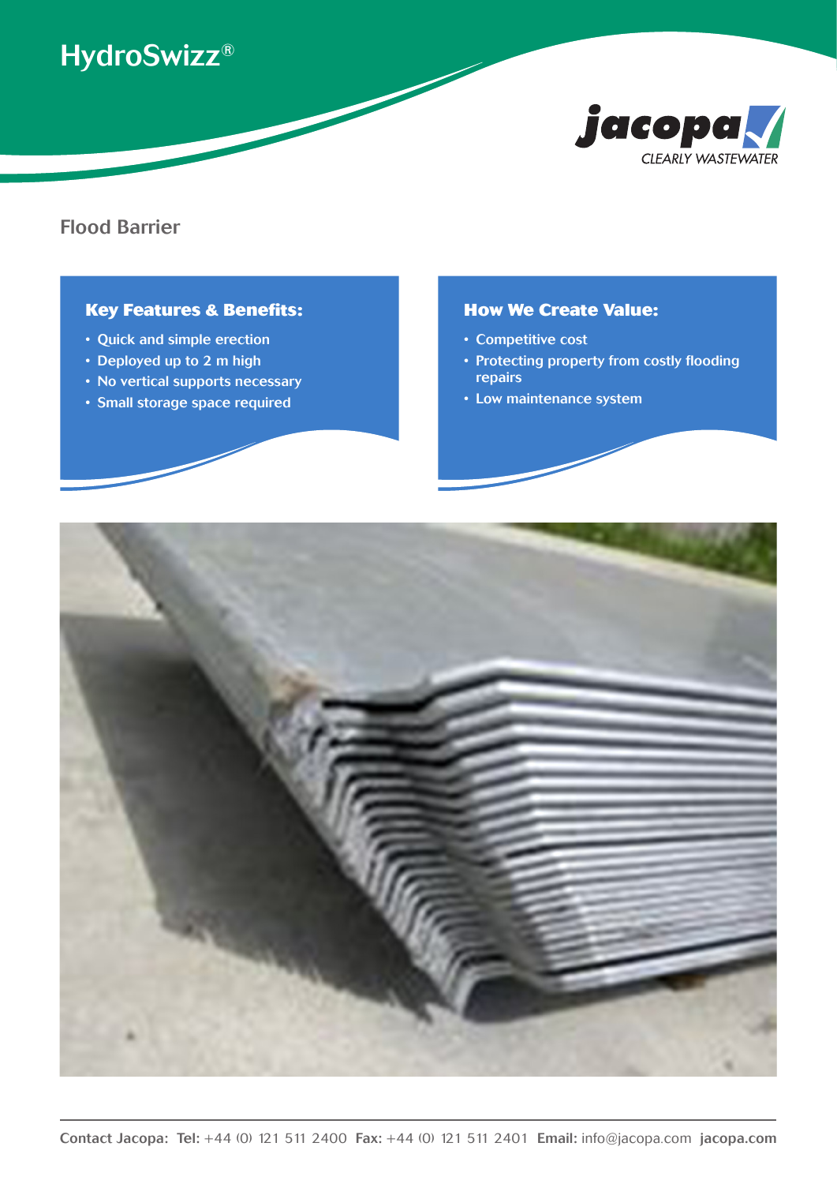# HydroSwizz®

jacopa
CLEARLY WASTEWATER

## Flood Barrier

### Key Features & Benefits:

- Quick and simple erection
- Deployed up to 2 m high
- No vertical supports necessary
- Small storage space required

### How We Create Value:

- Competitive cost
- Protecting property from costly flooding repairs
- Low maintenance system

**Contact Jacopa: Tel:** +44 (0) 121 511 2400 **Fax:** +44 (0) 121 511 2401 **Email:** info@jacopa.com **jacopa.com**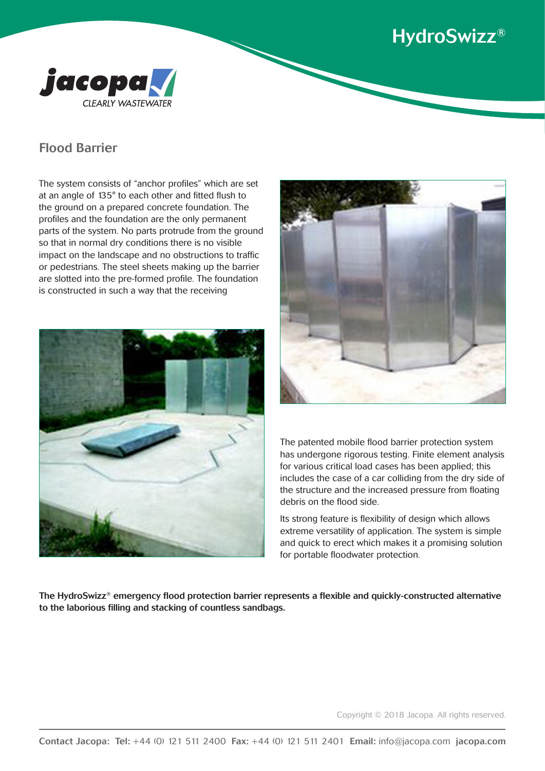HydroSwizz®

jacopa
CLEARLY WASTEWATER

## Flood Barrier

The system consists of “anchor profiles” which are set at an angle of 135° to each other and fitted flush to the ground on a prepared concrete foundation. The profiles and the foundation are the only permanent parts of the system. No parts protrude from the ground so that in normal dry conditions there is no visible impact on the landscape and no obstructions to traffic or pedestrians. The steel sheets making up the barrier are slotted into the pre-formed profile. The foundation is constructed in such a way that the receiving

The patented mobile flood barrier protection system has undergone rigorous testing. Finite element analysis for various critical load cases has been applied; this includes the case of a car colliding from the dry side of the structure and the increased pressure from floating debris on the flood side.

Its strong feature is flexibility of design which allows extreme versatility of application. The system is simple and quick to erect which makes it a promising solution for portable floodwater protection.

**The HydroSwizz® emergency flood protection barrier represents a flexible and quickly-constructed alternative to the laborious filling and stacking of countless sandbags.**

Copyright © 2018 Jacopa. All rights reserved.

**Contact Jacopa: Tel:** +44 (0) 121 511 2400 **Fax:** +44 (0) 121 511 2401 **Email:** info@jacopa.com **jacopa.com**